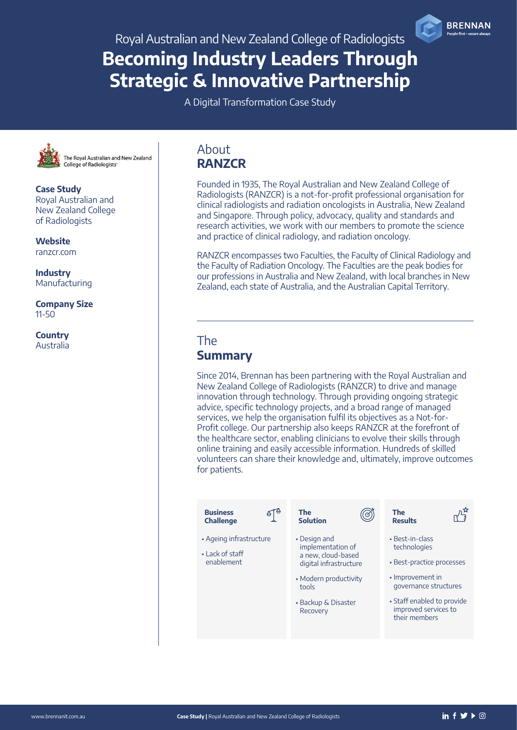Royal Australian and New Zealand College of Radiologists

# Becoming Industry Leaders Through Strategic & Innovative Partnership

A Digital Transformation Case Study

The Royal Australian and New Zealand College of Radiologists

**Case Study**
Royal Australian and New Zealand College of Radiologists

**Website**
ranzcr.com

**Industry**
Manufacturing

**Company Size**
11-50

**Country**
Australia

## About **RANZCR**

Founded in 1935, The Royal Australian and New Zealand College of Radiologists (RANZCR) is a not-for-profit professional organisation for clinical radiologists and radiation oncologists in Australia, New Zealand and Singapore. Through policy, advocacy, quality and standards and research activities, we work with our members to promote the science and practice of clinical radiology, and radiation oncology.

RANZCR encompasses two Faculties, the Faculty of Clinical Radiology and the Faculty of Radiation Oncology. The Faculties are the peak bodies for our professions in Australia and New Zealand, with local branches in New Zealand, each state of Australia, and the Australian Capital Territory.

## The **Summary**

Since 2014, Brennan has been partnering with the Royal Australian and New Zealand College of Radiologists (RANZCR) to drive and manage innovation through technology. Through providing ongoing strategic advice, specific technology projects, and a broad range of managed services, we help the organisation fulfil its objectives as a Not-for-Profit college. Our partnership also keeps RANZCR at the forefront of the healthcare sector, enabling clinicians to evolve their skills through online training and easily accessible information. Hundreds of skilled volunteers can share their knowledge and, ultimately, improve outcomes for patients.

**Business Challenge**

- Ageing infrastructure
- Lack of staff enablement

**The Solution**

- Design and implementation of a new, cloud-based digital infrastructure
- Modern productivity tools
- Backup & Disaster Recovery

**The Results**

- Best-in-class technologies
- Best-practice processes
- Improvement in governance structures
- Staff enabled to provide improved services to their members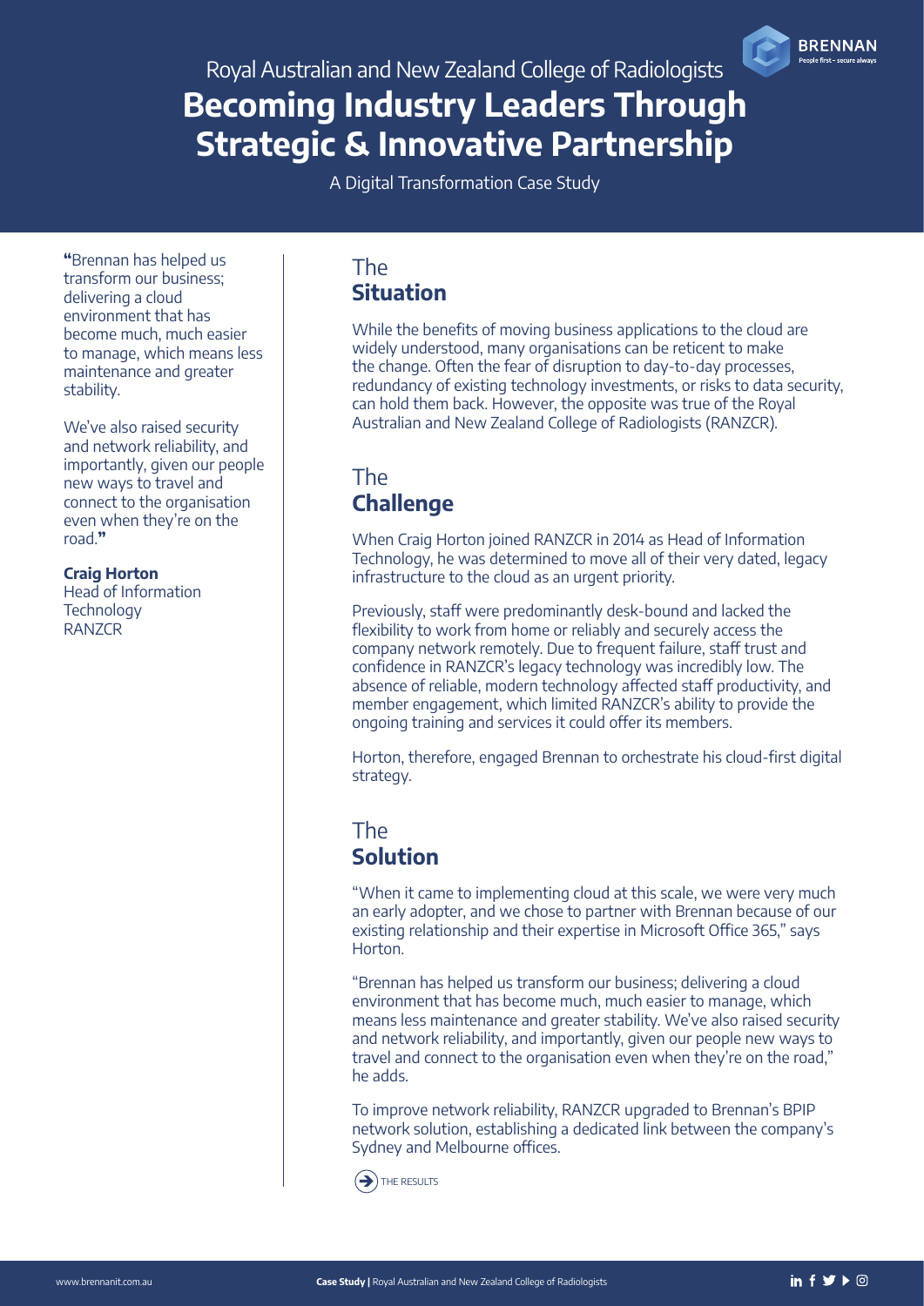Royal Australian and New Zealand College of Radiologists

# Becoming Industry Leaders Through Strategic & Innovative Partnership

A Digital Transformation Case Study

"Brennan has helped us transform our business; delivering a cloud environment that has become much, much easier to manage, which means less maintenance and greater stability.

We've also raised security and network reliability, and importantly, given our people new ways to travel and connect to the organisation even when they're on the road."

**Craig Horton**
Head of Information Technology
RANZCR

## The **Situation**

While the benefits of moving business applications to the cloud are widely understood, many organisations can be reticent to make the change. Often the fear of disruption to day-to-day processes, redundancy of existing technology investments, or risks to data security, can hold them back. However, the opposite was true of the Royal Australian and New Zealand College of Radiologists (RANZCR).

## The **Challenge**

When Craig Horton joined RANZCR in 2014 as Head of Information Technology, he was determined to move all of their very dated, legacy infrastructure to the cloud as an urgent priority.

Previously, staff were predominantly desk-bound and lacked the flexibility to work from home or reliably and securely access the company network remotely. Due to frequent failure, staff trust and confidence in RANZCR's legacy technology was incredibly low. The absence of reliable, modern technology affected staff productivity, and member engagement, which limited RANZCR's ability to provide the ongoing training and services it could offer its members.

Horton, therefore, engaged Brennan to orchestrate his cloud-first digital strategy.

## The **Solution**

"When it came to implementing cloud at this scale, we were very much an early adopter, and we chose to partner with Brennan because of our existing relationship and their expertise in Microsoft Office 365," says Horton.

"Brennan has helped us transform our business; delivering a cloud environment that has become much, much easier to manage, which means less maintenance and greater stability. We've also raised security and network reliability, and importantly, given our people new ways to travel and connect to the organisation even when they're on the road," he adds.

To improve network reliability, RANZCR upgraded to Brennan's BPIP network solution, establishing a dedicated link between the company's Sydney and Melbourne offices.

THE RESULTS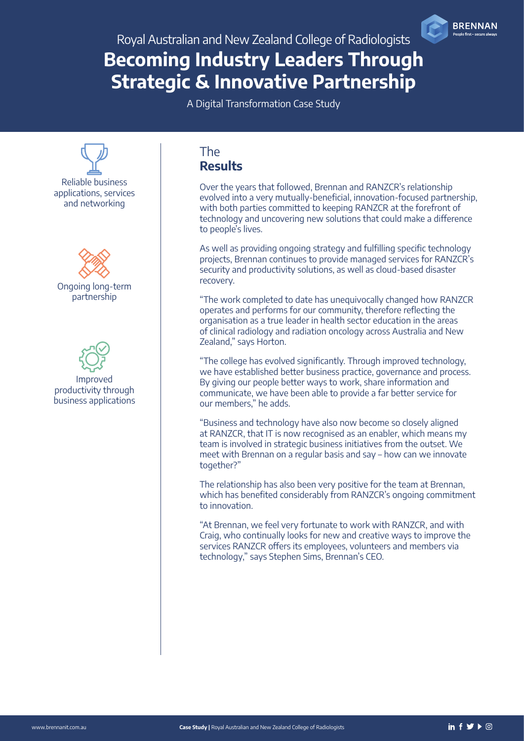Royal Australian and New Zealand College of Radiologists

# Becoming Industry Leaders Through Strategic & Innovative Partnership

A Digital Transformation Case Study

Reliable business applications, services and networking

Ongoing long-term partnership

Improved productivity through business applications

## The **Results**

Over the years that followed, Brennan and RANZCR's relationship evolved into a very mutually-beneficial, innovation-focused partnership, with both parties committed to keeping RANZCR at the forefront of technology and uncovering new solutions that could make a difference to people's lives.

As well as providing ongoing strategy and fulfilling specific technology projects, Brennan continues to provide managed services for RANZCR's security and productivity solutions, as well as cloud-based disaster recovery.

"The work completed to date has unequivocally changed how RANZCR operates and performs for our community, therefore reflecting the organisation as a true leader in health sector education in the areas of clinical radiology and radiation oncology across Australia and New Zealand," says Horton.

"The college has evolved significantly. Through improved technology, we have established better business practice, governance and process. By giving our people better ways to work, share information and communicate, we have been able to provide a far better service for our members," he adds.

"Business and technology have also now become so closely aligned at RANZCR, that IT is now recognised as an enabler, which means my team is involved in strategic business initiatives from the outset. We meet with Brennan on a regular basis and say – how can we innovate together?"

The relationship has also been very positive for the team at Brennan, which has benefited considerably from RANZCR's ongoing commitment to innovation.

"At Brennan, we feel very fortunate to work with RANZCR, and with Craig, who continually looks for new and creative ways to improve the services RANZCR offers its employees, volunteers and members via technology," says Stephen Sims, Brennan's CEO.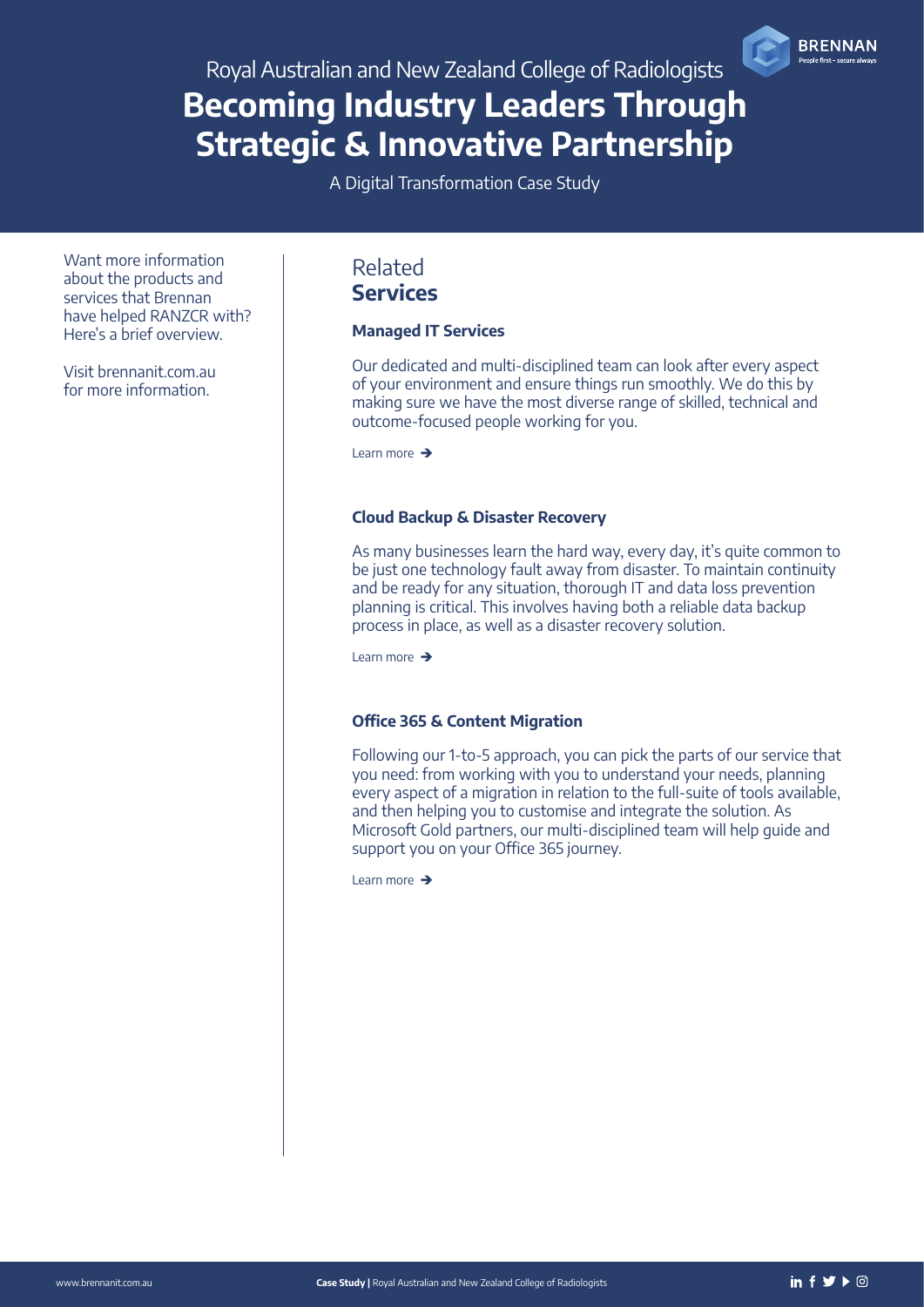Royal Australian and New Zealand College of Radiologists

# Becoming Industry Leaders Through Strategic & Innovative Partnership

A Digital Transformation Case Study

Want more information about the products and services that Brennan have helped RANZCR with? Here's a brief overview.

Visit brennanit.com.au for more information.

## Related **Services**

### Managed IT Services

Our dedicated and multi-disciplined team can look after every aspect of your environment and ensure things run smoothly. We do this by making sure we have the most diverse range of skilled, technical and outcome-focused people working for you.

Learn more ➔

### Cloud Backup & Disaster Recovery

As many businesses learn the hard way, every day, it's quite common to be just one technology fault away from disaster. To maintain continuity and be ready for any situation, thorough IT and data loss prevention planning is critical. This involves having both a reliable data backup process in place, as well as a disaster recovery solution.

Learn more ➔

### Office 365 & Content Migration

Following our 1-to-5 approach, you can pick the parts of our service that you need: from working with you to understand your needs, planning every aspect of a migration in relation to the full-suite of tools available, and then helping you to customise and integrate the solution. As Microsoft Gold partners, our multi-disciplined team will help guide and support you on your Office 365 journey.

Learn more ➔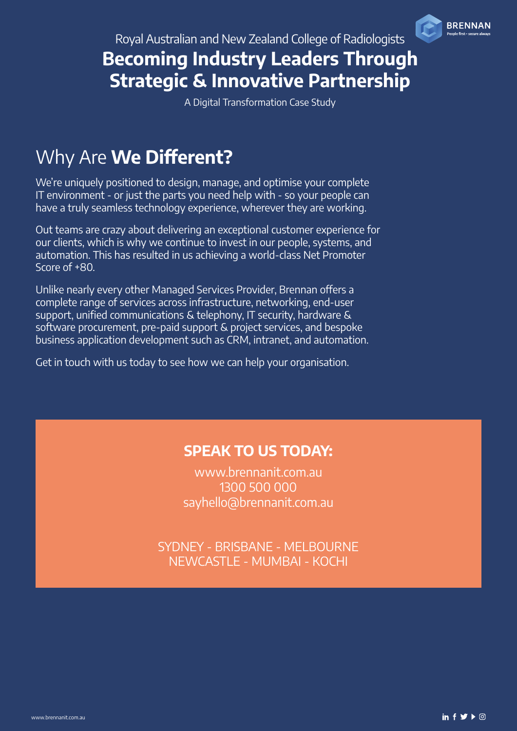Royal Australian and New Zealand College of Radiologists

# Becoming Industry Leaders Through Strategic & Innovative Partnership

A Digital Transformation Case Study

## Why Are **We Different?**

We're uniquely positioned to design, manage, and optimise your complete IT environment - or just the parts you need help with - so your people can have a truly seamless technology experience, wherever they are working.

Out teams are crazy about delivering an exceptional customer experience for our clients, which is why we continue to invest in our people, systems, and automation. This has resulted in us achieving a world-class Net Promoter Score of +80.

Unlike nearly every other Managed Services Provider, Brennan offers a complete range of services across infrastructure, networking, end-user support, unified communications & telephony, IT security, hardware & software procurement, pre-paid support & project services, and bespoke business application development such as CRM, intranet, and automation.

Get in touch with us today to see how we can help your organisation.

### SPEAK TO US TODAY:

www.brennanit.com.au
1300 500 000
sayhello@brennanit.com.au

SYDNEY - BRISBANE - MELBOURNE
NEWCASTLE - MUMBAI - KOCHI